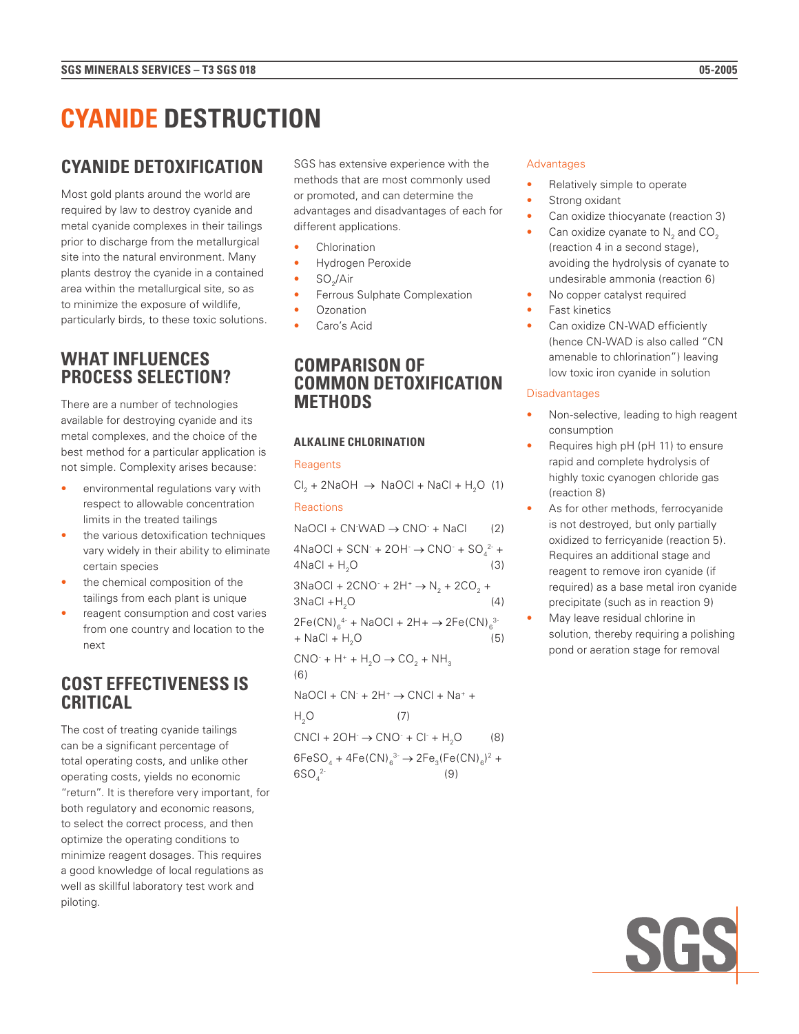# CYANIDE DESTRUCTION

## CYANIDE DETOXIFICATION

Most gold plants around the world are required by law to destroy cyanide and metal cyanide complexes in their tailings prior to discharge from the metallurgical site into the natural environment. Many plants destroy the cyanide in a contained area within the metallurgical site, so as to minimize the exposure of wildlife, particularly birds, to these toxic solutions.

## WHAT INFLUENCES PROCESS SELECTION?

There are a number of technologies available for destroying cyanide and its metal complexes, and the choice of the best method for a particular application is not simple. Complexity arises because:

- environmental regulations vary with respect to allowable concentration limits in the treated tailings
- the various detoxification techniques vary widely in their ability to eliminate certain species
- the chemical composition of the tailings from each plant is unique
- reagent consumption and cost varies from one country and location to the next

## COST EFFECTIVENESS IS CRITICAL

The cost of treating cyanide tailings can be a significant percentage of total operating costs, and unlike other operating costs, yields no economic "return". It is therefore very important, for both regulatory and economic reasons, to select the correct process, and then optimize the operating conditions to minimize reagent dosages. This requires a good knowledge of local regulations as well as skillful laboratory test work and piloting.

SGS has extensive experience with the methods that are most commonly used or promoted, and can determine the advantages and disadvantages of each for different applications.

- Chlorination
- Hydrogen Peroxide
- $SO_2$/Air
- Ferrous Sulphate Complexation
- Ozonation
- Caro's Acid

## COMPARISON OF COMMON DETOXIFICATION METHODS

### ALKALINE CHLORINATION

Reagents

$$Cl_2 + 2NaOH \rightarrow NaOCl + NaCl + H_2O \quad (1)$$

Reactions

$$NaOCl + CN^{-}WAD \rightarrow CNO^- + NaCl \quad (2)$$

$$4NaOCl + SCN^- + 2OH^- \rightarrow CNO^- + SO_4^{2-} + 4NaCl + H_2O \quad (3)$$

$$3NaOCl + 2CNO^- + 2H^+ \rightarrow N_2 + 2CO_2 + 3NaCl + H_2O \quad (4)$$

$$2Fe(CN)_6^{4-} + NaOCl + 2H^+ \rightarrow 2Fe(CN)_6^{3-} + NaCl + H_2O \quad (5)$$

$$CNO^- + H^+ + H_2O \rightarrow CO_2 + NH_3 \quad (6)$$

$$NaOCl + CN^- + 2H^+ \rightarrow CNCl + Na^+ + H_2O \quad (7)$$

$$CNCl + 2OH^- \rightarrow CNO^- + Cl^- + H_2O \quad (8)$$

$$6FeSO_4 + 4Fe(CN)_6^{3-} \rightarrow 2Fe_3(Fe(CN)_6)^2 + 6SO_4^{2-} \quad (9)$$

Advantages

- Relatively simple to operate
- Strong oxidant
- Can oxidize thiocyanate (reaction 3)
- Can oxidize cyanate to $N_2$ and $CO_2$ (reaction 4 in a second stage), avoiding the hydrolysis of cyanate to undesirable ammonia (reaction 6)
- No copper catalyst required
- Fast kinetics
- Can oxidize CN-WAD efficiently (hence CN-WAD is also called "CN amenable to chlorination") leaving low toxic iron cyanide in solution

Disadvantages

- Non-selective, leading to high reagent consumption
- Requires high pH (pH 11) to ensure rapid and complete hydrolysis of highly toxic cyanogen chloride gas (reaction 8)
- As for other methods, ferrocyanide is not destroyed, but only partially oxidized to ferricyanide (reaction 5). Requires an additional stage and reagent to remove iron cyanide (if required) as a base metal iron cyanide precipitate (such as in reaction 9)
- May leave residual chlorine in solution, thereby requiring a polishing pond or aeration stage for removal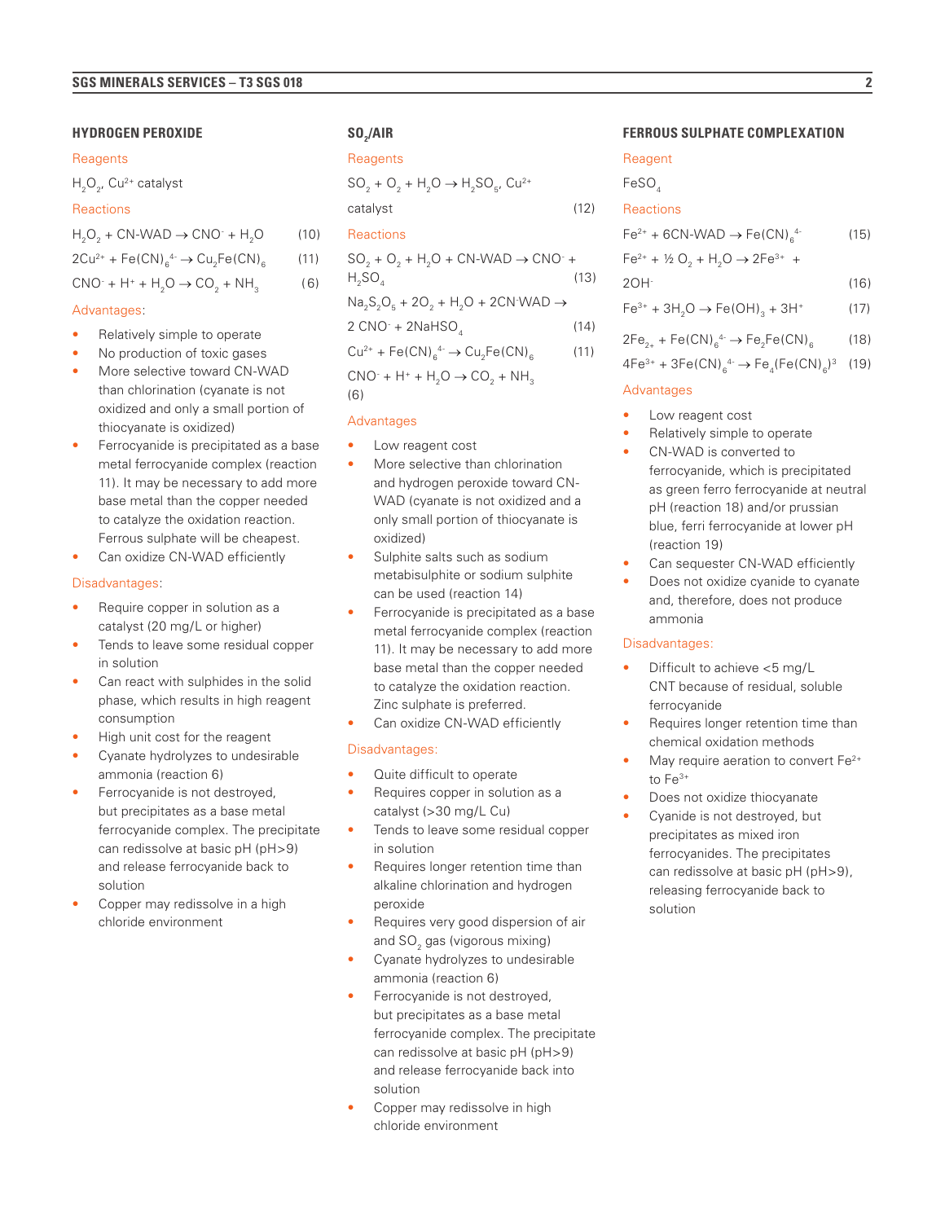## HYDROGEN PEROXIDE

### Reagents

$H_2O_2$, $Cu^{2+}$ catalyst

### Reactions

$$H_2O_2 + CN\text{-}WAD \rightarrow CNO^- + H_2O \quad (10)$$

$$2Cu^{2+} + Fe(CN)_6^{4-} \rightarrow Cu_2Fe(CN)_6 \quad (11)$$

$$CNO^- + H^+ + H_2O \rightarrow CO_2 + NH_3 \quad (6)$$

### Advantages:

- Relatively simple to operate
- No production of toxic gases
- More selective toward CN-WAD than chlorination (cyanate is not oxidized and only a small portion of thiocyanate is oxidized)
- Ferrocyanide is precipitated as a base metal ferrocyanide complex (reaction 11). It may be necessary to add more base metal than the copper needed to catalyze the oxidation reaction. Ferrous sulphate will be cheapest.
- Can oxidize CN-WAD efficiently

### Disadvantages:

- Require copper in solution as a catalyst (20 mg/L or higher)
- Tends to leave some residual copper in solution
- Can react with sulphides in the solid phase, which results in high reagent consumption
- High unit cost for the reagent
- Cyanate hydrolyzes to undesirable ammonia (reaction 6)
- Ferrocyanide is not destroyed, but precipitates as a base metal ferrocyanide complex. The precipitate can redissolve at basic pH (pH>9) and release ferrocyanide back to solution
- Copper may redissolve in a high chloride environment

## $SO_2$/AIR

### Reagents

$SO_2 + O_2 + H_2O \rightarrow H_2SO_5$, $Cu^{2+}$ catalyst (12)

### Reactions

$$SO_2 + O_2 + H_2O + CN\text{-}WAD \rightarrow CNO^- + H_2SO_4 \quad (13)$$

$$Na_2S_2O_5 + 2O_2 + H_2O + 2CN\text{-}WAD \rightarrow 2\,CNO^- + 2NaHSO_4 \quad (14)$$

$$Cu^{2+} + Fe(CN)_6^{4-} \rightarrow Cu_2Fe(CN)_6 \quad (11)$$

$$CNO^- + H^+ + H_2O \rightarrow CO_2 + NH_3 \quad (6)$$

### Advantages

- Low reagent cost
- More selective than chlorination and hydrogen peroxide toward CN-WAD (cyanate is not oxidized and a only small portion of thiocyanate is oxidized)
- Sulphite salts such as sodium metabisulphite or sodium sulphite can be used (reaction 14)
- Ferrocyanide is precipitated as a base metal ferrocyanide complex (reaction 11). It may be necessary to add more base metal than the copper needed to catalyze the oxidation reaction. Zinc sulphate is preferred.
- Can oxidize CN-WAD efficiently

### Disadvantages:

- Quite difficult to operate
- Requires copper in solution as a catalyst (>30 mg/L Cu)
- Tends to leave some residual copper in solution
- Requires longer retention time than alkaline chlorination and hydrogen peroxide
- Requires very good dispersion of air and $SO_2$ gas (vigorous mixing)
- Cyanate hydrolyzes to undesirable ammonia (reaction 6)
- Ferrocyanide is not destroyed, but precipitates as a base metal ferrocyanide complex. The precipitate can redissolve at basic pH (pH>9) and release ferrocyanide back into solution
- Copper may redissolve in high chloride environment

## FERROUS SULPHATE COMPLEXATION

### Reagent

$FeSO_4$

### Reactions

$$Fe^{2+} + 6CN\text{-}WAD \rightarrow Fe(CN)_6^{4-} \quad (15)$$

$$Fe^{2+} + ½\,O_2 + H_2O \rightarrow 2Fe^{3+} + 2OH^- \quad (16)$$

$$Fe^{3+} + 3H_2O \rightarrow Fe(OH)_3 + 3H^+ \quad (17)$$

$$2Fe_{2+} + Fe(CN)_6^{4-} \rightarrow Fe_2Fe(CN)_6 \quad (18)$$

$$4Fe^{3+} + 3Fe(CN)_6^{4-} \rightarrow Fe_4(Fe(CN)_6)^3 \quad (19)$$

### Advantages

- Low reagent cost
- Relatively simple to operate
- CN-WAD is converted to ferrocyanide, which is precipitated as green ferro ferrocyanide at neutral pH (reaction 18) and/or prussian blue, ferri ferrocyanide at lower pH (reaction 19)
- Can sequester CN-WAD efficiently
- Does not oxidize cyanide to cyanate and, therefore, does not produce ammonia

### Disadvantages:

- Difficult to achieve <5 mg/L CNT because of residual, soluble ferrocyanide
- Requires longer retention time than chemical oxidation methods
- May require aeration to convert $Fe^{2+}$ to $Fe^{3+}$
- Does not oxidize thiocyanate
- Cyanide is not destroyed, but precipitates as mixed iron ferrocyanides. The precipitates can redissolve at basic pH (pH>9), releasing ferrocyanide back to solution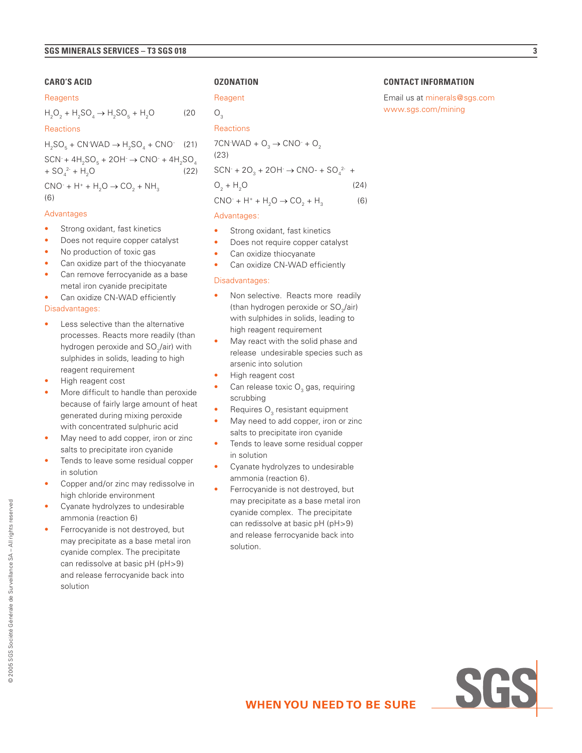## CARO'S ACID

Reagents

$H_2O_2 + H_2SO_4 \rightarrow H_2SO_5 + H_2O$ (20

Reactions

$H_2SO_5 + CN^{-}WAD \rightarrow H_2SO_4 + CNO^{-}$ (21)

$SCN^{-} + 4H_2SO_5 + 2OH^{-} \rightarrow CNO^{-} + 4H_2SO_4 + SO_4^{2-} + H_2O$ (22)

$CNO^{-} + H^{+} + H_2O \rightarrow CO_2 + NH_3$ (6)

Advantages

- Strong oxidant, fast kinetics
- Does not require copper catalyst
- No production of toxic gas
- Can oxidize part of the thiocyanate
- Can remove ferrocyanide as a base metal iron cyanide precipitate
- Can oxidize CN-WAD efficiently

Disadvantages:

- Less selective than the alternative processes. Reacts more readily (than hydrogen peroxide and $SO_2$/air) with sulphides in solids, leading to high reagent requirement
- High reagent cost
- More difficult to handle than peroxide because of fairly large amount of heat generated during mixing peroxide with concentrated sulphuric acid
- May need to add copper, iron or zinc salts to precipitate iron cyanide
- Tends to leave some residual copper in solution
- Copper and/or zinc may redissolve in high chloride environment
- Cyanate hydrolyzes to undesirable ammonia (reaction 6)
- Ferrocyanide is not destroyed, but may precipitate as a base metal iron cyanide complex. The precipitate can redissolve at basic pH (pH>9) and release ferrocyanide back into solution

## OZONATION

Reagent

$O_3$

Reactions

$7CN^{-}WAD + O_3 \rightarrow CNO^{-} + O_2$ (23)

$SCN^{-} + 2O_3 + 2OH^{-} \rightarrow CNO^{-} + SO_4^{2-} + O_2 + H_2O$ (24)

$CNO^{-} + H^{+} + H_2O \rightarrow CO_2 + H_3$ (6)

Advantages:

- Strong oxidant, fast kinetics
- Does not require copper catalyst
- Can oxidize thiocyanate
- Can oxidize CN-WAD efficiently

Disadvantages:

- Non selective. Reacts more readily (than hydrogen peroxide or $SO_2$/air) with sulphides in solids, leading to high reagent requirement
- May react with the solid phase and release undesirable species such as arsenic into solution
- High reagent cost
- Can release toxic $O_3$ gas, requiring scrubbing
- Requires $O_3$ resistant equipment
- May need to add copper, iron or zinc salts to precipitate iron cyanide
- Tends to leave some residual copper in solution
- Cyanate hydrolyzes to undesirable ammonia (reaction 6).
- Ferrocyanide is not destroyed, but may precipitate as a base metal iron cyanide complex. The precipitate can redissolve at basic pH (pH>9) and release ferrocyanide back into solution.

## CONTACT INFORMATION

Email us at minerals@sgs.com
www.sgs.com/mining

© 2005 SGS Société Générale de Surveillance SA – All rights reserved

WHEN YOU NEED TO BE SURE

SGS